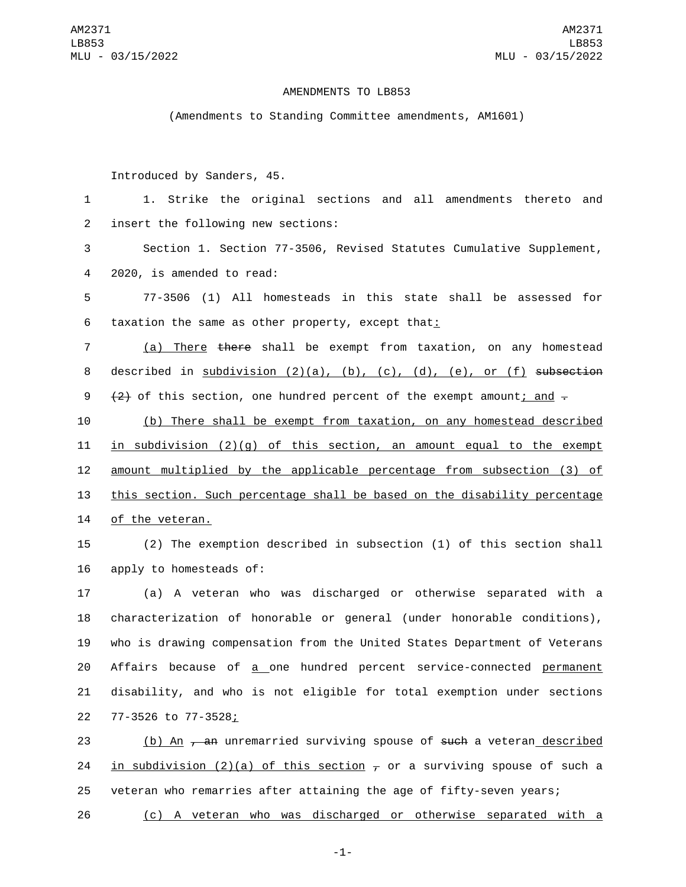AMENDMENTS TO LB853

(Amendments to Standing Committee amendments, AM1601)

Introduced by Sanders, 45.

1 1. Strike the original sections and all amendments thereto and
2 insert the following new sections:

3 Section 1. Section 77-3506, Revised Statutes Cumulative Supplement,
4 2020, is amended to read:

5 77-3506 (1) All homesteads in this state shall be assessed for
6 taxation the same as other property, except that:

7 (a) There ~~there~~ shall be exempt from taxation, on any homestead
8 described in subdivision (2)(a), (b), (c), (d), (e), or (f) ~~subsection~~
9 ~~(2)~~ of this section, one hundred percent of the exempt amount; and ~~.~~

10 (b) There shall be exempt from taxation, on any homestead described
11 in subdivision (2)(g) of this section, an amount equal to the exempt
12 amount multiplied by the applicable percentage from subsection (3) of
13 this section. Such percentage shall be based on the disability percentage
14 of the veteran.

15 (2) The exemption described in subsection (1) of this section shall
16 apply to homesteads of:

17 (a) A veteran who was discharged or otherwise separated with a
18 characterization of honorable or general (under honorable conditions),
19 who is drawing compensation from the United States Department of Veterans
20 Affairs because of a one hundred percent service-connected permanent
21 disability, and who is not eligible for total exemption under sections
22 77-3526 to 77-3528;

23 (b) An ~~, an~~ unremarried surviving spouse of ~~such~~ a veteran described
24 in subdivision (2)(a) of this section ~~,~~ or a surviving spouse of such a
25 veteran who remarries after attaining the age of fifty-seven years;

26 (c) A veteran who was discharged or otherwise separated with a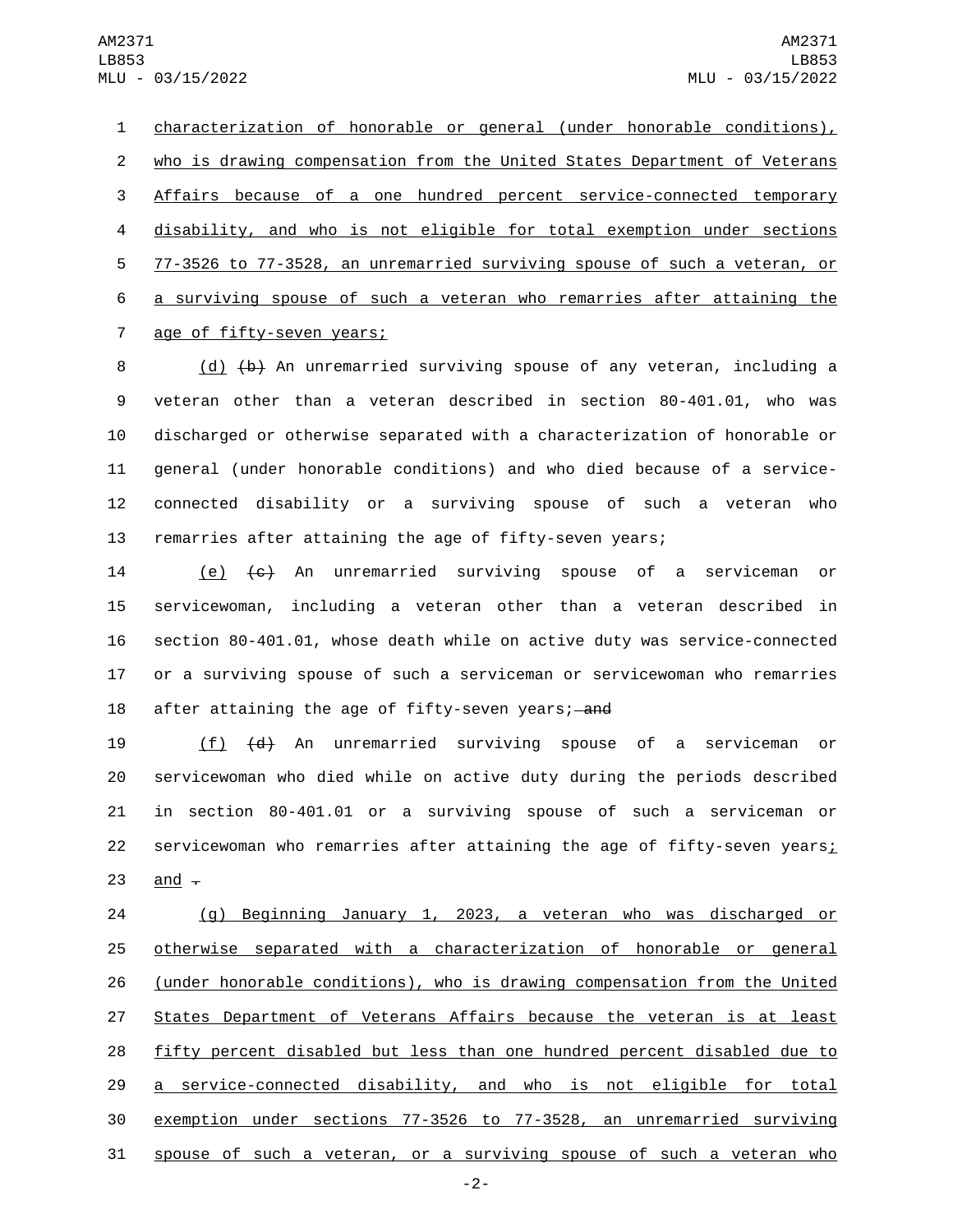characterization of honorable or general (under honorable conditions), who is drawing compensation from the United States Department of Veterans Affairs because of a one hundred percent service-connected temporary disability, and who is not eligible for total exemption under sections 77-3526 to 77-3528, an unremarried surviving spouse of such a veteran, or a surviving spouse of such a veteran who remarries after attaining the age of fifty-seven years;

(d) ~~(b)~~ An unremarried surviving spouse of any veteran, including a veteran other than a veteran described in section 80-401.01, who was discharged or otherwise separated with a characterization of honorable or general (under honorable conditions) and who died because of a service-connected disability or a surviving spouse of such a veteran who remarries after attaining the age of fifty-seven years;

(e) ~~(c)~~ An unremarried surviving spouse of a serviceman or servicewoman, including a veteran other than a veteran described in section 80-401.01, whose death while on active duty was service-connected or a surviving spouse of such a serviceman or servicewoman who remarries after attaining the age of fifty-seven years; ~~and~~

(f) ~~(d)~~ An unremarried surviving spouse of a serviceman or servicewoman who died while on active duty during the periods described in section 80-401.01 or a surviving spouse of such a serviceman or servicewoman who remarries after attaining the age of fifty-seven years; and ~~.~~

(g) Beginning January 1, 2023, a veteran who was discharged or otherwise separated with a characterization of honorable or general (under honorable conditions), who is drawing compensation from the United States Department of Veterans Affairs because the veteran is at least fifty percent disabled but less than one hundred percent disabled due to a service-connected disability, and who is not eligible for total exemption under sections 77-3526 to 77-3528, an unremarried surviving spouse of such a veteran, or a surviving spouse of such a veteran who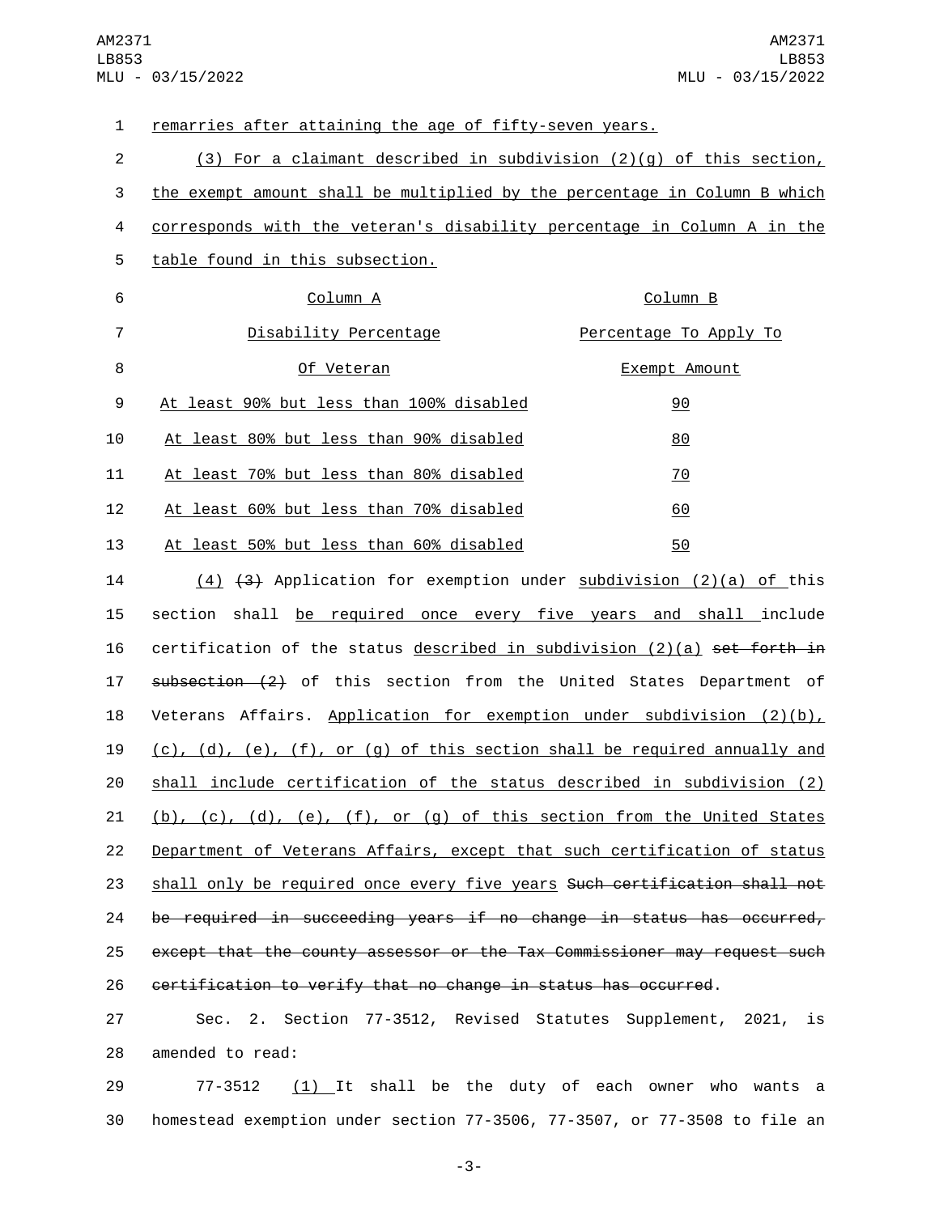remarries after attaining the age of fifty-seven years.

(3) For a claimant described in subdivision (2)(g) of this section, the exempt amount shall be multiplied by the percentage in Column B which corresponds with the veteran's disability percentage in Column A in the table found in this subsection.

| Column A<br>Disability Percentage<br>Of Veteran | Column B<br>Percentage To Apply To<br>Exempt Amount |
|---|---|
| At least 90% but less than 100% disabled | 90 |
| At least 80% but less than 90% disabled | 80 |
| At least 70% but less than 80% disabled | 70 |
| At least 60% but less than 70% disabled | 60 |
| At least 50% but less than 60% disabled | 50 |

(4) ~~(3)~~ Application for exemption under subdivision (2)(a) of this section shall be required once every five years and shall include certification of the status described in subdivision (2)(a) ~~set forth in subsection (2)~~ of this section from the United States Department of Veterans Affairs. Application for exemption under subdivision (2)(b), (c), (d), (e), (f), or (g) of this section shall be required annually and shall include certification of the status described in subdivision (2)(b), (c), (d), (e), (f), or (g) of this section from the United States Department of Veterans Affairs, except that such certification of status shall only be required once every five years ~~Such certification shall not be required in succeeding years if no change in status has occurred, except that the county assessor or the Tax Commissioner may request such certification to verify that no change in status has occurred~~.

Sec. 2. Section 77-3512, Revised Statutes Supplement, 2021, is amended to read:

77-3512 (1) It shall be the duty of each owner who wants a homestead exemption under section 77-3506, 77-3507, or 77-3508 to file an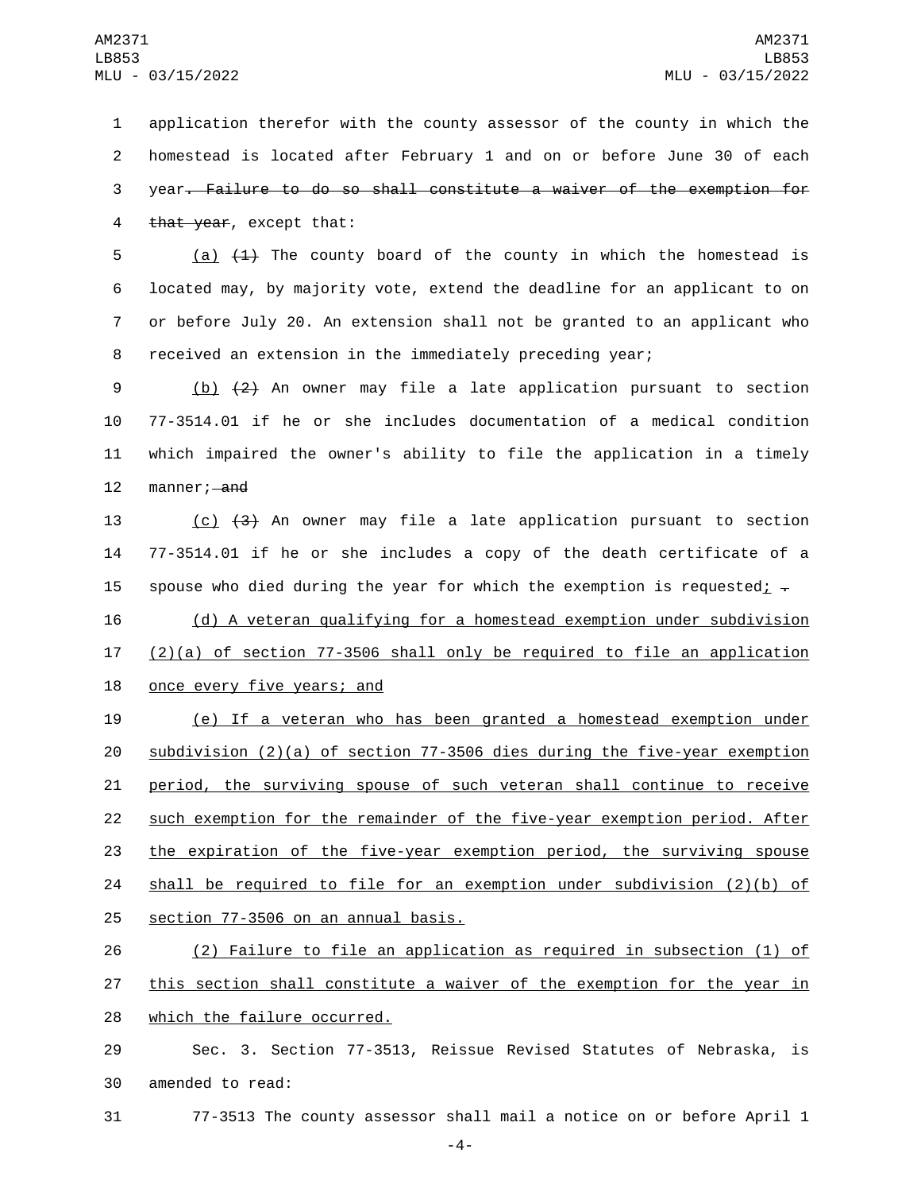application therefor with the county assessor of the county in which the homestead is located after February 1 and on or before June 30 of each year~~. Failure to do so shall constitute a waiver of the exemption for that year~~, except that:

(a) ~~(1)~~ The county board of the county in which the homestead is located may, by majority vote, extend the deadline for an applicant to on or before July 20. An extension shall not be granted to an applicant who received an extension in the immediately preceding year;

(b) ~~(2)~~ An owner may file a late application pursuant to section 77-3514.01 if he or she includes documentation of a medical condition which impaired the owner's ability to file the application in a timely manner; ~~and~~

(c) ~~(3)~~ An owner may file a late application pursuant to section 77-3514.01 if he or she includes a copy of the death certificate of a spouse who died during the year for which the exemption is requested; ~~.~~

(d) A veteran qualifying for a homestead exemption under subdivision (2)(a) of section 77-3506 shall only be required to file an application once every five years; and

(e) If a veteran who has been granted a homestead exemption under subdivision (2)(a) of section 77-3506 dies during the five-year exemption period, the surviving spouse of such veteran shall continue to receive such exemption for the remainder of the five-year exemption period. After the expiration of the five-year exemption period, the surviving spouse shall be required to file for an exemption under subdivision (2)(b) of section 77-3506 on an annual basis.

(2) Failure to file an application as required in subsection (1) of this section shall constitute a waiver of the exemption for the year in which the failure occurred.

Sec. 3. Section 77-3513, Reissue Revised Statutes of Nebraska, is amended to read:

77-3513 The county assessor shall mail a notice on or before April 1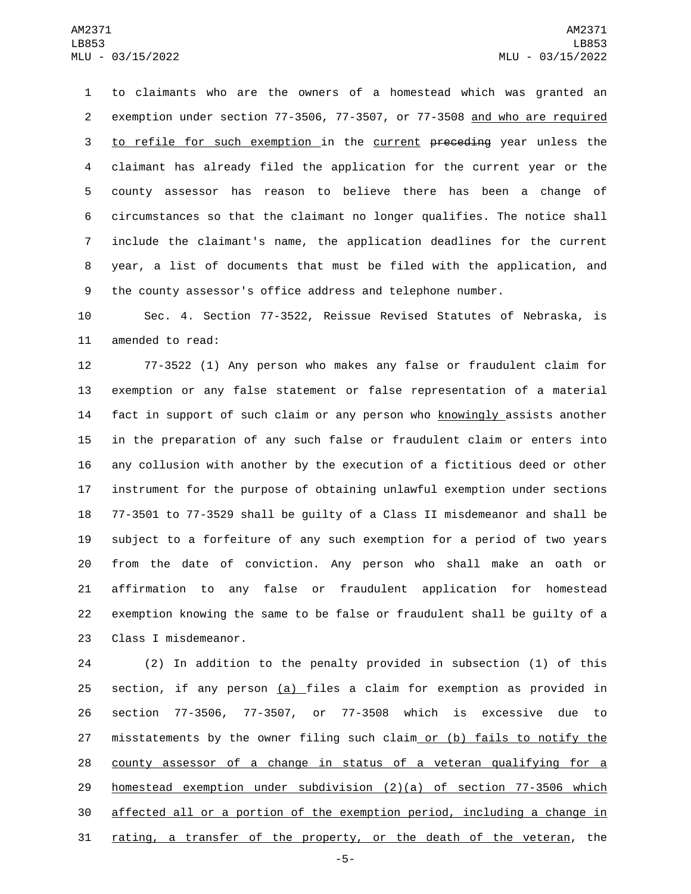to claimants who are the owners of a homestead which was granted an exemption under section 77-3506, 77-3507, or 77-3508 and who are required to refile for such exemption in the current ~~preceding~~ year unless the claimant has already filed the application for the current year or the county assessor has reason to believe there has been a change of circumstances so that the claimant no longer qualifies. The notice shall include the claimant's name, the application deadlines for the current year, a list of documents that must be filed with the application, and the county assessor's office address and telephone number.

Sec. 4. Section 77-3522, Reissue Revised Statutes of Nebraska, is amended to read:

77-3522 (1) Any person who makes any false or fraudulent claim for exemption or any false statement or false representation of a material fact in support of such claim or any person who knowingly assists another in the preparation of any such false or fraudulent claim or enters into any collusion with another by the execution of a fictitious deed or other instrument for the purpose of obtaining unlawful exemption under sections 77-3501 to 77-3529 shall be guilty of a Class II misdemeanor and shall be subject to a forfeiture of any such exemption for a period of two years from the date of conviction. Any person who shall make an oath or affirmation to any false or fraudulent application for homestead exemption knowing the same to be false or fraudulent shall be guilty of a Class I misdemeanor.

(2) In addition to the penalty provided in subsection (1) of this section, if any person (a) files a claim for exemption as provided in section 77-3506, 77-3507, or 77-3508 which is excessive due to misstatements by the owner filing such claim or (b) fails to notify the county assessor of a change in status of a veteran qualifying for a homestead exemption under subdivision (2)(a) of section 77-3506 which affected all or a portion of the exemption period, including a change in rating, a transfer of the property, or the death of the veteran, the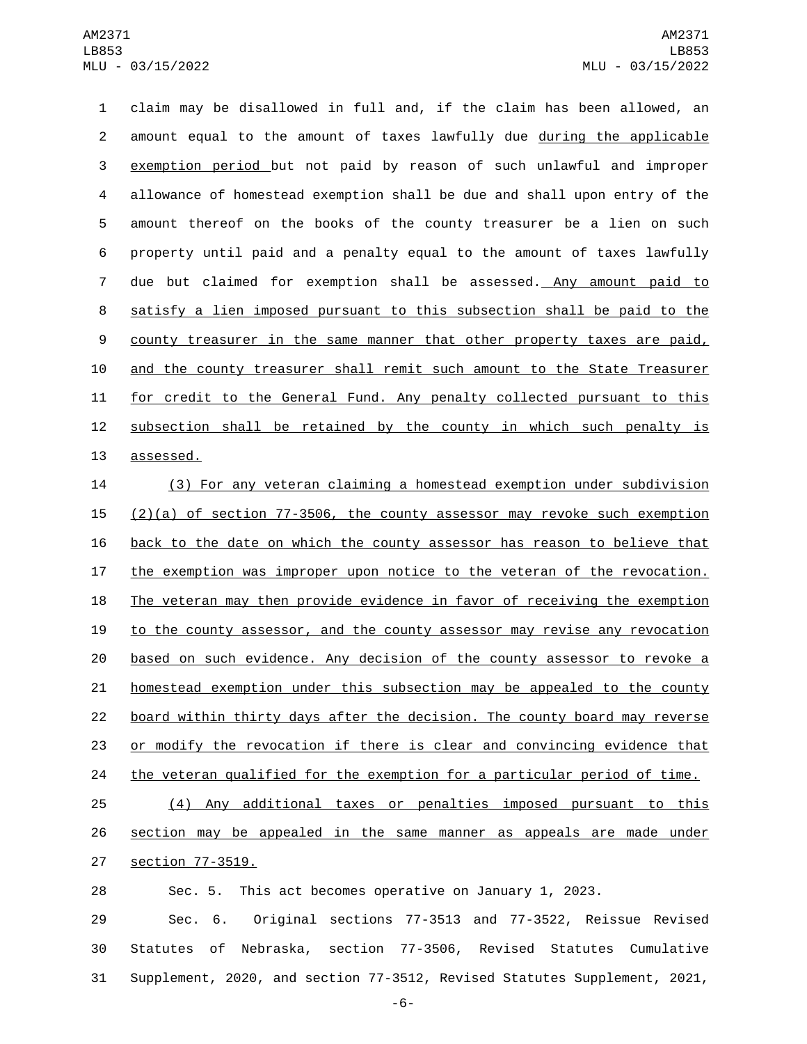claim may be disallowed in full and, if the claim has been allowed, an amount equal to the amount of taxes lawfully due during the applicable exemption period but not paid by reason of such unlawful and improper allowance of homestead exemption shall be due and shall upon entry of the amount thereof on the books of the county treasurer be a lien on such property until paid and a penalty equal to the amount of taxes lawfully due but claimed for exemption shall be assessed. Any amount paid to satisfy a lien imposed pursuant to this subsection shall be paid to the county treasurer in the same manner that other property taxes are paid, and the county treasurer shall remit such amount to the State Treasurer for credit to the General Fund. Any penalty collected pursuant to this subsection shall be retained by the county in which such penalty is assessed.

(3) For any veteran claiming a homestead exemption under subdivision (2)(a) of section 77-3506, the county assessor may revoke such exemption back to the date on which the county assessor has reason to believe that the exemption was improper upon notice to the veteran of the revocation. The veteran may then provide evidence in favor of receiving the exemption to the county assessor, and the county assessor may revise any revocation based on such evidence. Any decision of the county assessor to revoke a homestead exemption under this subsection may be appealed to the county board within thirty days after the decision. The county board may reverse or modify the revocation if there is clear and convincing evidence that the veteran qualified for the exemption for a particular period of time.

(4) Any additional taxes or penalties imposed pursuant to this section may be appealed in the same manner as appeals are made under section 77-3519.

Sec. 5. This act becomes operative on January 1, 2023.

Sec. 6. Original sections 77-3513 and 77-3522, Reissue Revised Statutes of Nebraska, section 77-3506, Revised Statutes Cumulative Supplement, 2020, and section 77-3512, Revised Statutes Supplement, 2021,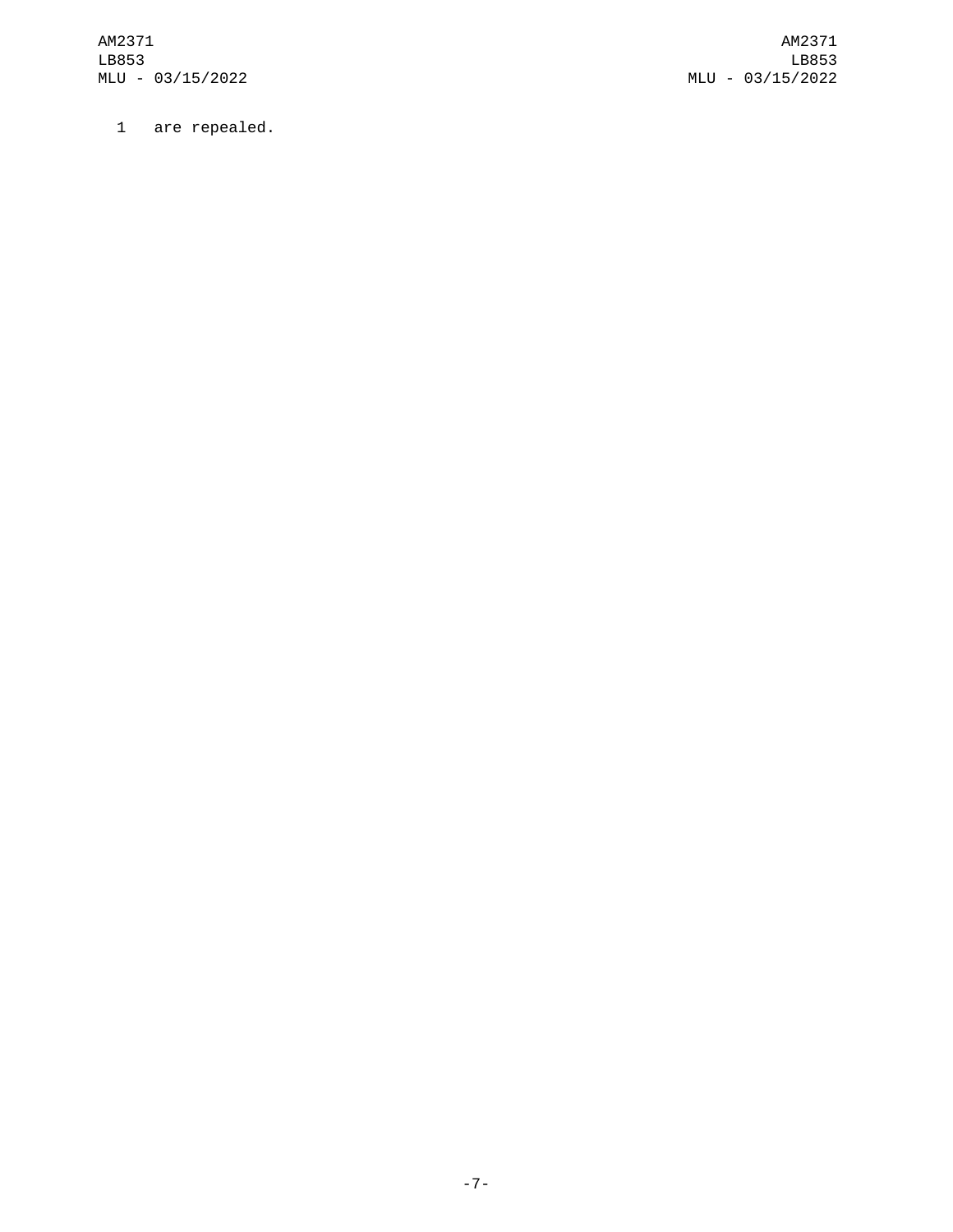1 are repealed.